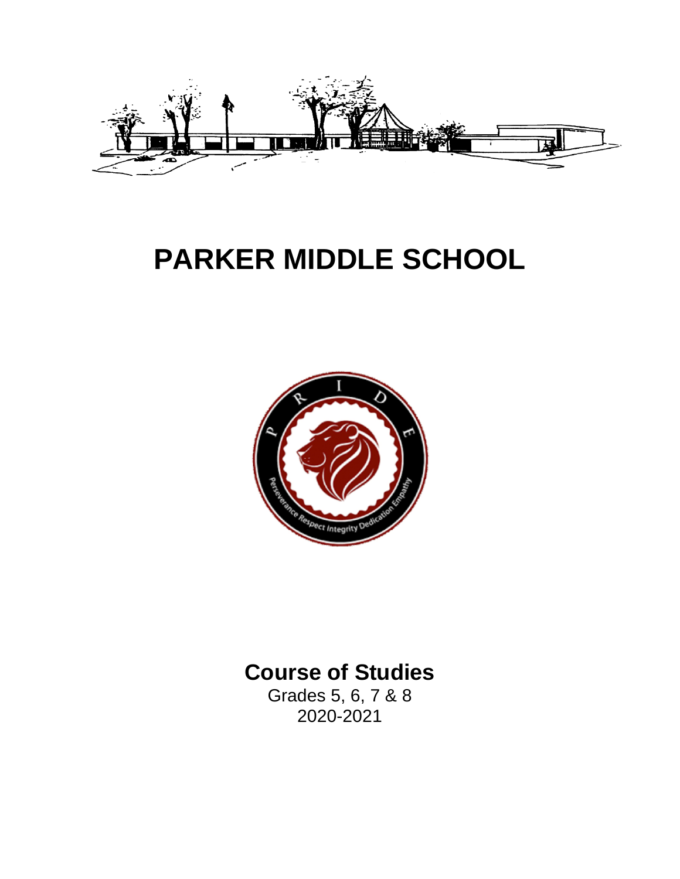# PARKER MIDDLE SCHOOL

## Course of Studies

Grades 5, 6, 7 & 8

2020-2021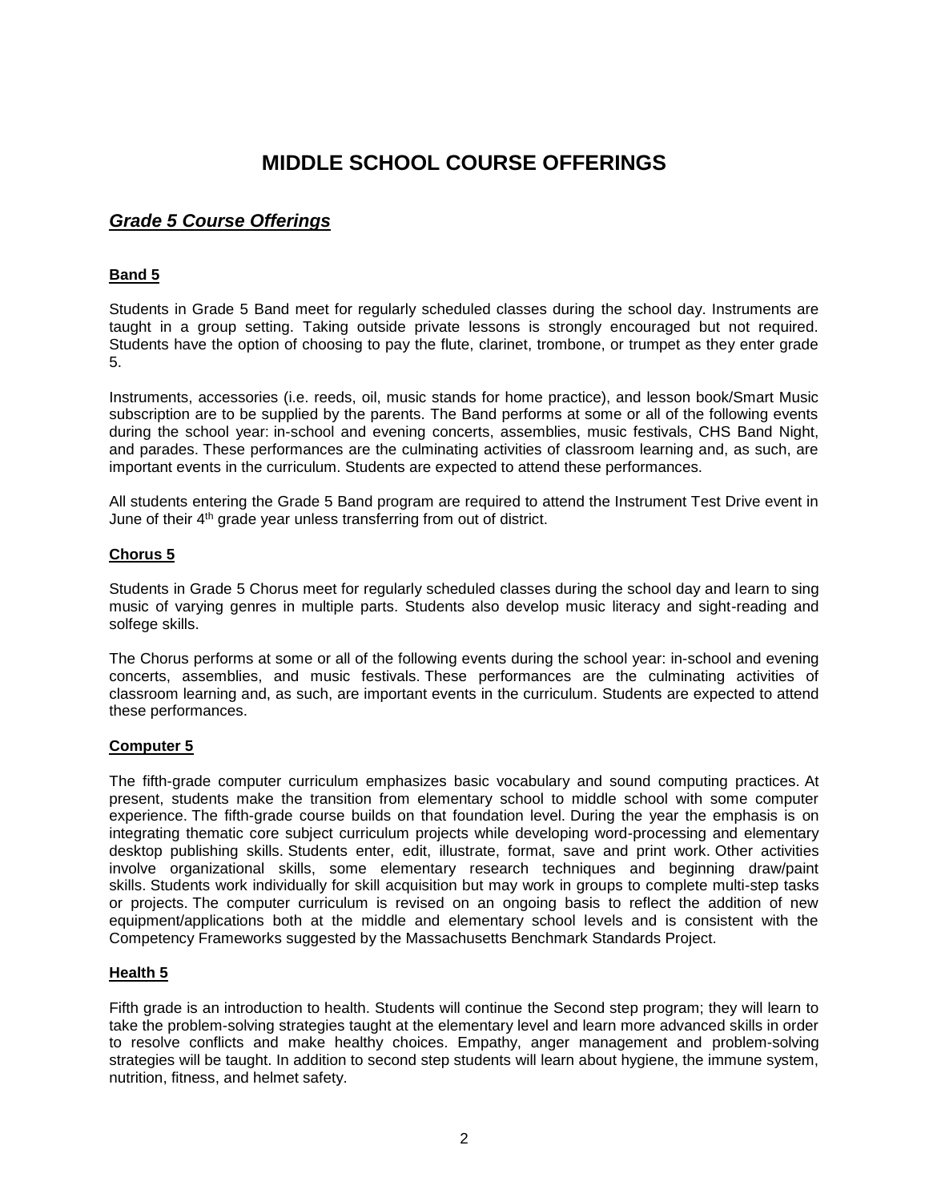# MIDDLE SCHOOL COURSE OFFERINGS

## ***Grade 5 Course Offerings***

### **Band 5**

Students in Grade 5 Band meet for regularly scheduled classes during the school day. Instruments are taught in a group setting. Taking outside private lessons is strongly encouraged but not required. Students have the option of choosing to pay the flute, clarinet, trombone, or trumpet as they enter grade 5.

Instruments, accessories (i.e. reeds, oil, music stands for home practice), and lesson book/Smart Music subscription are to be supplied by the parents. The Band performs at some or all of the following events during the school year: in-school and evening concerts, assemblies, music festivals, CHS Band Night, and parades. These performances are the culminating activities of classroom learning and, as such, are important events in the curriculum. Students are expected to attend these performances.

All students entering the Grade 5 Band program are required to attend the Instrument Test Drive event in June of their 4th grade year unless transferring from out of district.

### **Chorus 5**

Students in Grade 5 Chorus meet for regularly scheduled classes during the school day and learn to sing music of varying genres in multiple parts. Students also develop music literacy and sight-reading and solfege skills.

The Chorus performs at some or all of the following events during the school year: in-school and evening concerts, assemblies, and music festivals. These performances are the culminating activities of classroom learning and, as such, are important events in the curriculum. Students are expected to attend these performances.

### **Computer 5**

The fifth-grade computer curriculum emphasizes basic vocabulary and sound computing practices. At present, students make the transition from elementary school to middle school with some computer experience. The fifth-grade course builds on that foundation level. During the year the emphasis is on integrating thematic core subject curriculum projects while developing word-processing and elementary desktop publishing skills. Students enter, edit, illustrate, format, save and print work. Other activities involve organizational skills, some elementary research techniques and beginning draw/paint skills. Students work individually for skill acquisition but may work in groups to complete multi-step tasks or projects. The computer curriculum is revised on an ongoing basis to reflect the addition of new equipment/applications both at the middle and elementary school levels and is consistent with the Competency Frameworks suggested by the Massachusetts Benchmark Standards Project.

### **Health 5**

Fifth grade is an introduction to health. Students will continue the Second step program; they will learn to take the problem-solving strategies taught at the elementary level and learn more advanced skills in order to resolve conflicts and make healthy choices. Empathy, anger management and problem-solving strategies will be taught. In addition to second step students will learn about hygiene, the immune system, nutrition, fitness, and helmet safety.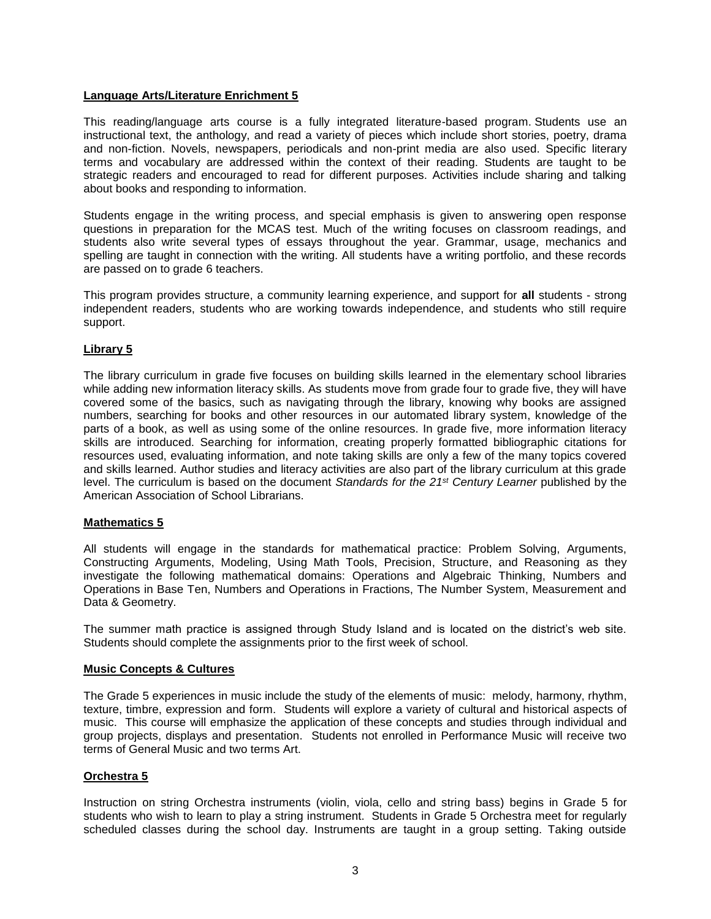## Language Arts/Literature Enrichment 5

This reading/language arts course is a fully integrated literature-based program. Students use an instructional text, the anthology, and read a variety of pieces which include short stories, poetry, drama and non-fiction. Novels, newspapers, periodicals and non-print media are also used. Specific literary terms and vocabulary are addressed within the context of their reading. Students are taught to be strategic readers and encouraged to read for different purposes. Activities include sharing and talking about books and responding to information.

Students engage in the writing process, and special emphasis is given to answering open response questions in preparation for the MCAS test. Much of the writing focuses on classroom readings, and students also write several types of essays throughout the year. Grammar, usage, mechanics and spelling are taught in connection with the writing. All students have a writing portfolio, and these records are passed on to grade 6 teachers.

This program provides structure, a community learning experience, and support for **all** students - strong independent readers, students who are working towards independence, and students who still require support.

## Library 5

The library curriculum in grade five focuses on building skills learned in the elementary school libraries while adding new information literacy skills. As students move from grade four to grade five, they will have covered some of the basics, such as navigating through the library, knowing why books are assigned numbers, searching for books and other resources in our automated library system, knowledge of the parts of a book, as well as using some of the online resources. In grade five, more information literacy skills are introduced. Searching for information, creating properly formatted bibliographic citations for resources used, evaluating information, and note taking skills are only a few of the many topics covered and skills learned. Author studies and literacy activities are also part of the library curriculum at this grade level. The curriculum is based on the document *Standards for the 21st Century Learner* published by the American Association of School Librarians.

## Mathematics 5

All students will engage in the standards for mathematical practice: Problem Solving, Arguments, Constructing Arguments, Modeling, Using Math Tools, Precision, Structure, and Reasoning as they investigate the following mathematical domains: Operations and Algebraic Thinking, Numbers and Operations in Base Ten, Numbers and Operations in Fractions, The Number System, Measurement and Data & Geometry.

The summer math practice is assigned through Study Island and is located on the district's web site. Students should complete the assignments prior to the first week of school.

## Music Concepts & Cultures

The Grade 5 experiences in music include the study of the elements of music: melody, harmony, rhythm, texture, timbre, expression and form. Students will explore a variety of cultural and historical aspects of music. This course will emphasize the application of these concepts and studies through individual and group projects, displays and presentation. Students not enrolled in Performance Music will receive two terms of General Music and two terms Art.

## Orchestra 5

Instruction on string Orchestra instruments (violin, viola, cello and string bass) begins in Grade 5 for students who wish to learn to play a string instrument. Students in Grade 5 Orchestra meet for regularly scheduled classes during the school day. Instruments are taught in a group setting. Taking outside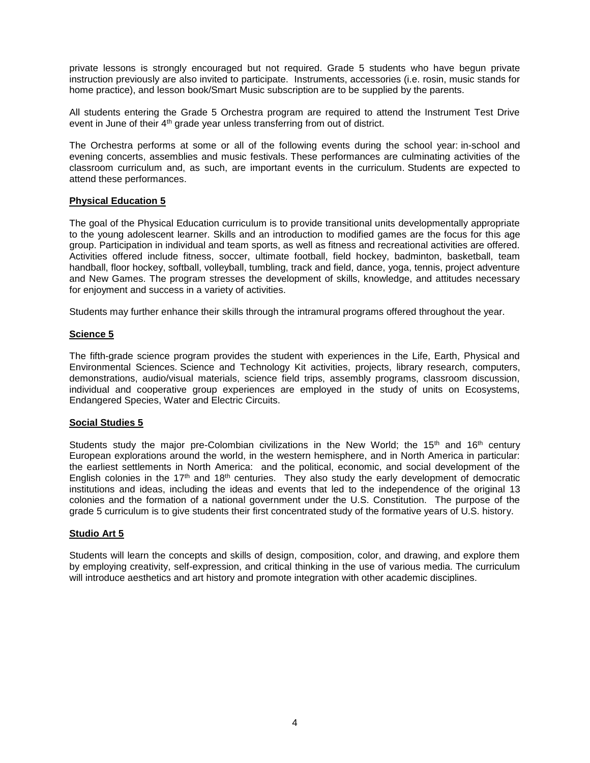private lessons is strongly encouraged but not required. Grade 5 students who have begun private instruction previously are also invited to participate. Instruments, accessories (i.e. rosin, music stands for home practice), and lesson book/Smart Music subscription are to be supplied by the parents.

All students entering the Grade 5 Orchestra program are required to attend the Instrument Test Drive event in June of their 4th grade year unless transferring from out of district.

The Orchestra performs at some or all of the following events during the school year: in-school and evening concerts, assemblies and music festivals. These performances are culminating activities of the classroom curriculum and, as such, are important events in the curriculum. Students are expected to attend these performances.

**Physical Education 5**

The goal of the Physical Education curriculum is to provide transitional units developmentally appropriate to the young adolescent learner. Skills and an introduction to modified games are the focus for this age group. Participation in individual and team sports, as well as fitness and recreational activities are offered. Activities offered include fitness, soccer, ultimate football, field hockey, badminton, basketball, team handball, floor hockey, softball, volleyball, tumbling, track and field, dance, yoga, tennis, project adventure and New Games. The program stresses the development of skills, knowledge, and attitudes necessary for enjoyment and success in a variety of activities.

Students may further enhance their skills through the intramural programs offered throughout the year.

**Science 5**

The fifth-grade science program provides the student with experiences in the Life, Earth, Physical and Environmental Sciences. Science and Technology Kit activities, projects, library research, computers, demonstrations, audio/visual materials, science field trips, assembly programs, classroom discussion, individual and cooperative group experiences are employed in the study of units on Ecosystems, Endangered Species, Water and Electric Circuits.

**Social Studies 5**

Students study the major pre-Colombian civilizations in the New World; the 15th and 16th century European explorations around the world, in the western hemisphere, and in North America in particular: the earliest settlements in North America: and the political, economic, and social development of the English colonies in the 17th and 18th centuries. They also study the early development of democratic institutions and ideas, including the ideas and events that led to the independence of the original 13 colonies and the formation of a national government under the U.S. Constitution. The purpose of the grade 5 curriculum is to give students their first concentrated study of the formative years of U.S. history.

**Studio Art 5**

Students will learn the concepts and skills of design, composition, color, and drawing, and explore them by employing creativity, self-expression, and critical thinking in the use of various media. The curriculum will introduce aesthetics and art history and promote integration with other academic disciplines.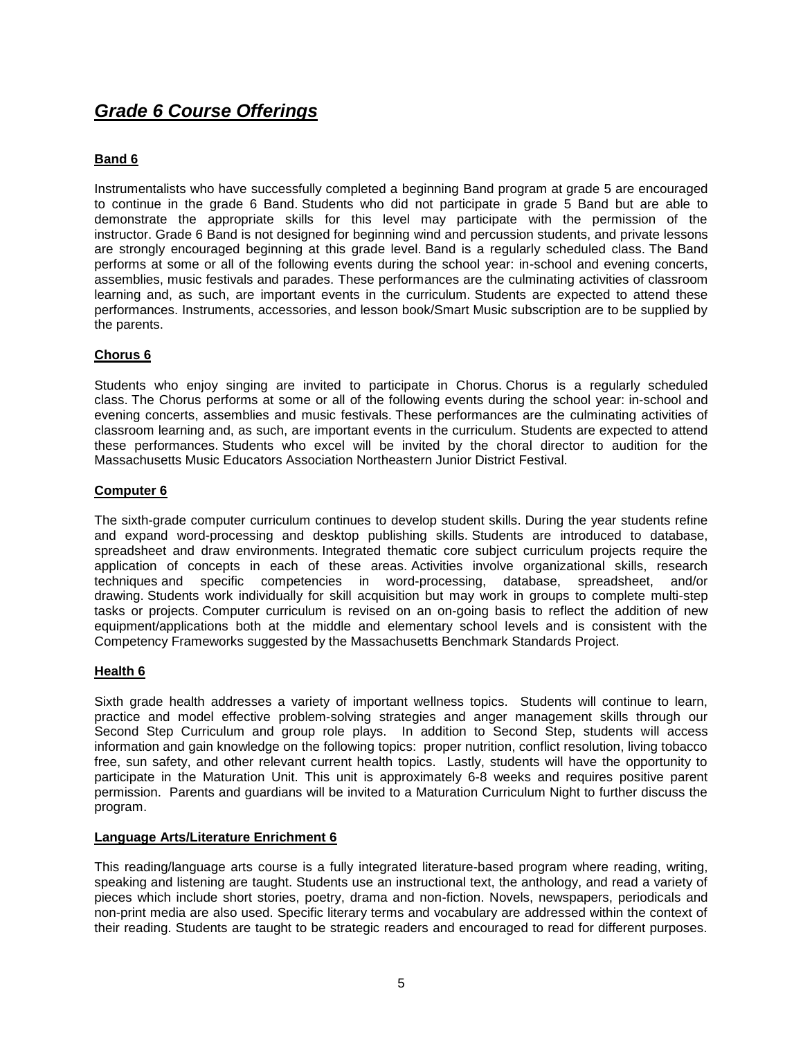# ***Grade 6 Course Offerings***

### Band 6

Instrumentalists who have successfully completed a beginning Band program at grade 5 are encouraged to continue in the grade 6 Band. Students who did not participate in grade 5 Band but are able to demonstrate the appropriate skills for this level may participate with the permission of the instructor. Grade 6 Band is not designed for beginning wind and percussion students, and private lessons are strongly encouraged beginning at this grade level. Band is a regularly scheduled class. The Band performs at some or all of the following events during the school year: in-school and evening concerts, assemblies, music festivals and parades. These performances are the culminating activities of classroom learning and, as such, are important events in the curriculum. Students are expected to attend these performances. Instruments, accessories, and lesson book/Smart Music subscription are to be supplied by the parents.

### Chorus 6

Students who enjoy singing are invited to participate in Chorus. Chorus is a regularly scheduled class. The Chorus performs at some or all of the following events during the school year: in-school and evening concerts, assemblies and music festivals. These performances are the culminating activities of classroom learning and, as such, are important events in the curriculum. Students are expected to attend these performances. Students who excel will be invited by the choral director to audition for the Massachusetts Music Educators Association Northeastern Junior District Festival.

### Computer 6

The sixth-grade computer curriculum continues to develop student skills. During the year students refine and expand word-processing and desktop publishing skills. Students are introduced to database, spreadsheet and draw environments. Integrated thematic core subject curriculum projects require the application of concepts in each of these areas. Activities involve organizational skills, research techniques and specific competencies in word-processing, database, spreadsheet, and/or drawing. Students work individually for skill acquisition but may work in groups to complete multi-step tasks or projects. Computer curriculum is revised on an on-going basis to reflect the addition of new equipment/applications both at the middle and elementary school levels and is consistent with the Competency Frameworks suggested by the Massachusetts Benchmark Standards Project.

### Health 6

Sixth grade health addresses a variety of important wellness topics. Students will continue to learn, practice and model effective problem-solving strategies and anger management skills through our Second Step Curriculum and group role plays. In addition to Second Step, students will access information and gain knowledge on the following topics: proper nutrition, conflict resolution, living tobacco free, sun safety, and other relevant current health topics. Lastly, students will have the opportunity to participate in the Maturation Unit. This unit is approximately 6-8 weeks and requires positive parent permission. Parents and guardians will be invited to a Maturation Curriculum Night to further discuss the program.

### Language Arts/Literature Enrichment 6

This reading/language arts course is a fully integrated literature-based program where reading, writing, speaking and listening are taught. Students use an instructional text, the anthology, and read a variety of pieces which include short stories, poetry, drama and non-fiction. Novels, newspapers, periodicals and non-print media are also used. Specific literary terms and vocabulary are addressed within the context of their reading. Students are taught to be strategic readers and encouraged to read for different purposes.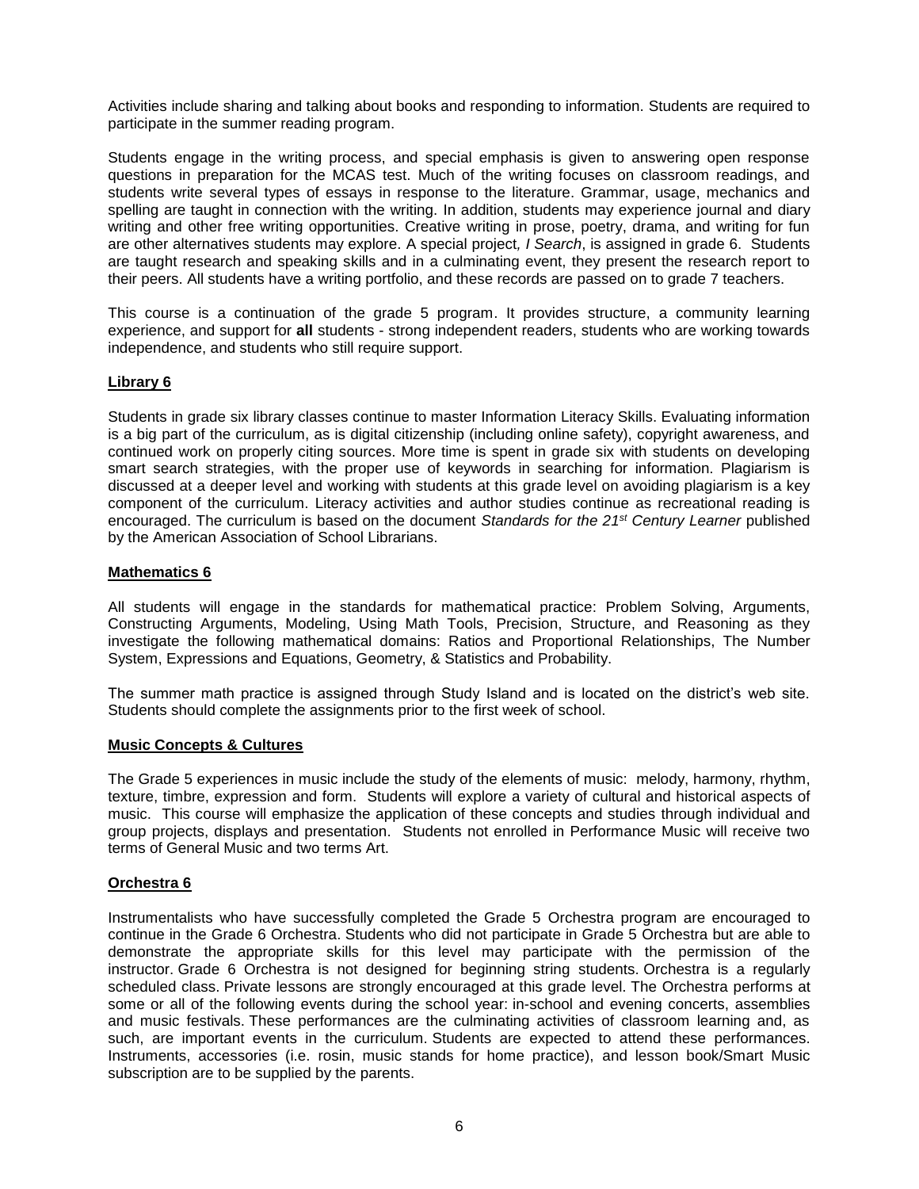Activities include sharing and talking about books and responding to information. Students are required to participate in the summer reading program.

Students engage in the writing process, and special emphasis is given to answering open response questions in preparation for the MCAS test. Much of the writing focuses on classroom readings, and students write several types of essays in response to the literature. Grammar, usage, mechanics and spelling are taught in connection with the writing. In addition, students may experience journal and diary writing and other free writing opportunities. Creative writing in prose, poetry, drama, and writing for fun are other alternatives students may explore. A special project, *I Search*, is assigned in grade 6. Students are taught research and speaking skills and in a culminating event, they present the research report to their peers. All students have a writing portfolio, and these records are passed on to grade 7 teachers.

This course is a continuation of the grade 5 program. It provides structure, a community learning experience, and support for **all** students - strong independent readers, students who are working towards independence, and students who still require support.

## Library 6

Students in grade six library classes continue to master Information Literacy Skills. Evaluating information is a big part of the curriculum, as is digital citizenship (including online safety), copyright awareness, and continued work on properly citing sources. More time is spent in grade six with students on developing smart search strategies, with the proper use of keywords in searching for information. Plagiarism is discussed at a deeper level and working with students at this grade level on avoiding plagiarism is a key component of the curriculum. Literacy activities and author studies continue as recreational reading is encouraged. The curriculum is based on the document *Standards for the 21st Century Learner* published by the American Association of School Librarians.

## Mathematics 6

All students will engage in the standards for mathematical practice: Problem Solving, Arguments, Constructing Arguments, Modeling, Using Math Tools, Precision, Structure, and Reasoning as they investigate the following mathematical domains: Ratios and Proportional Relationships, The Number System, Expressions and Equations, Geometry, & Statistics and Probability.

The summer math practice is assigned through Study Island and is located on the district's web site. Students should complete the assignments prior to the first week of school.

## Music Concepts & Cultures

The Grade 5 experiences in music include the study of the elements of music: melody, harmony, rhythm, texture, timbre, expression and form. Students will explore a variety of cultural and historical aspects of music. This course will emphasize the application of these concepts and studies through individual and group projects, displays and presentation. Students not enrolled in Performance Music will receive two terms of General Music and two terms Art.

## Orchestra 6

Instrumentalists who have successfully completed the Grade 5 Orchestra program are encouraged to continue in the Grade 6 Orchestra. Students who did not participate in Grade 5 Orchestra but are able to demonstrate the appropriate skills for this level may participate with the permission of the instructor. Grade 6 Orchestra is not designed for beginning string students. Orchestra is a regularly scheduled class. Private lessons are strongly encouraged at this grade level. The Orchestra performs at some or all of the following events during the school year: in-school and evening concerts, assemblies and music festivals. These performances are the culminating activities of classroom learning and, as such, are important events in the curriculum. Students are expected to attend these performances. Instruments, accessories (i.e. rosin, music stands for home practice), and lesson book/Smart Music subscription are to be supplied by the parents.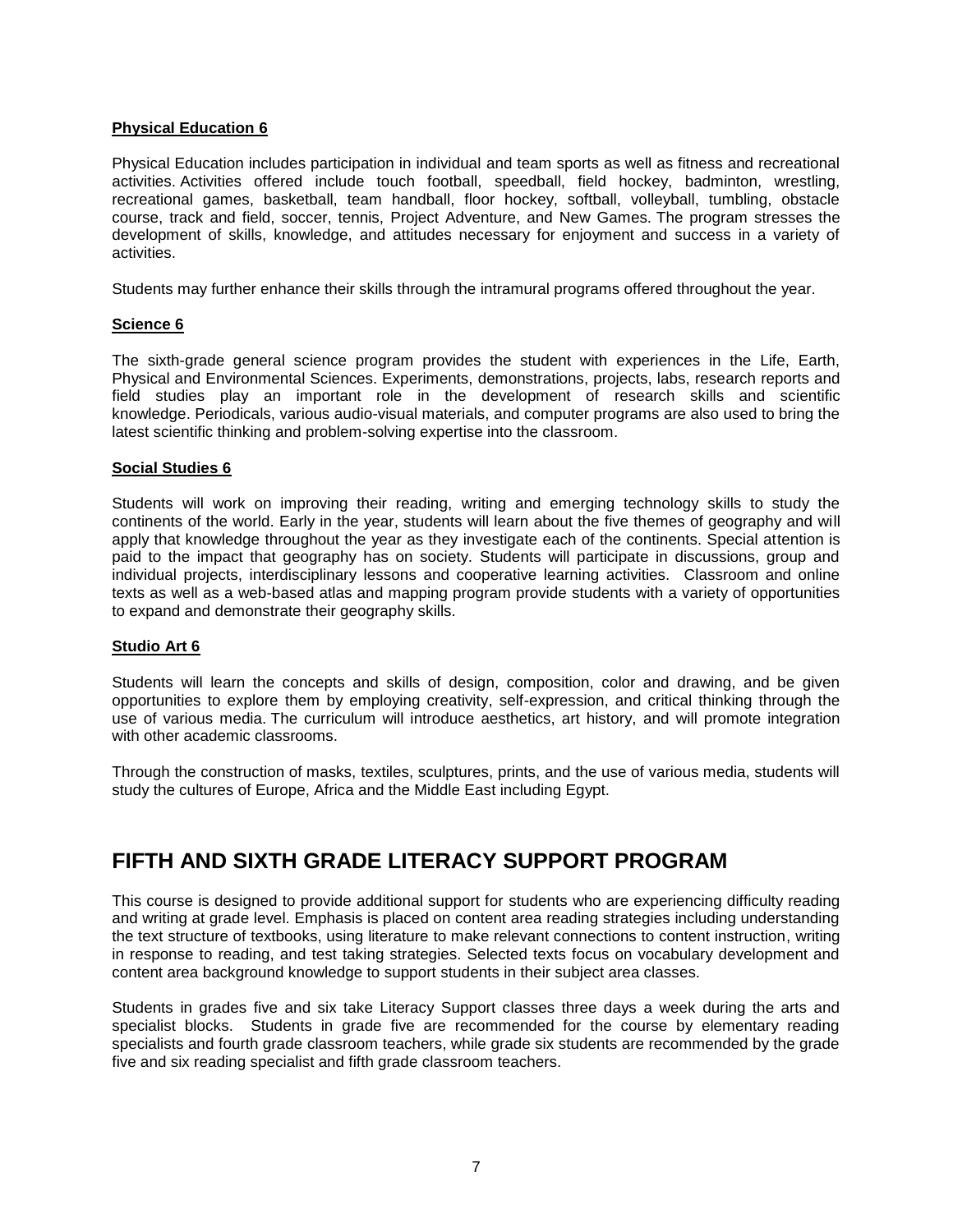**Physical Education 6**

Physical Education includes participation in individual and team sports as well as fitness and recreational activities. Activities offered include touch football, speedball, field hockey, badminton, wrestling, recreational games, basketball, team handball, floor hockey, softball, volleyball, tumbling, obstacle course, track and field, soccer, tennis, Project Adventure, and New Games. The program stresses the development of skills, knowledge, and attitudes necessary for enjoyment and success in a variety of activities.

Students may further enhance their skills through the intramural programs offered throughout the year.

**Science 6**

The sixth-grade general science program provides the student with experiences in the Life, Earth, Physical and Environmental Sciences. Experiments, demonstrations, projects, labs, research reports and field studies play an important role in the development of research skills and scientific knowledge. Periodicals, various audio-visual materials, and computer programs are also used to bring the latest scientific thinking and problem-solving expertise into the classroom.

**Social Studies 6**

Students will work on improving their reading, writing and emerging technology skills to study the continents of the world. Early in the year, students will learn about the five themes of geography and will apply that knowledge throughout the year as they investigate each of the continents. Special attention is paid to the impact that geography has on society. Students will participate in discussions, group and individual projects, interdisciplinary lessons and cooperative learning activities. Classroom and online texts as well as a web-based atlas and mapping program provide students with a variety of opportunities to expand and demonstrate their geography skills.

**Studio Art 6**

Students will learn the concepts and skills of design, composition, color and drawing, and be given opportunities to explore them by employing creativity, self-expression, and critical thinking through the use of various media. The curriculum will introduce aesthetics, art history, and will promote integration with other academic classrooms.

Through the construction of masks, textiles, sculptures, prints, and the use of various media, students will study the cultures of Europe, Africa and the Middle East including Egypt.

# FIFTH AND SIXTH GRADE LITERACY SUPPORT PROGRAM

This course is designed to provide additional support for students who are experiencing difficulty reading and writing at grade level. Emphasis is placed on content area reading strategies including understanding the text structure of textbooks, using literature to make relevant connections to content instruction, writing in response to reading, and test taking strategies. Selected texts focus on vocabulary development and content area background knowledge to support students in their subject area classes.

Students in grades five and six take Literacy Support classes three days a week during the arts and specialist blocks. Students in grade five are recommended for the course by elementary reading specialists and fourth grade classroom teachers, while grade six students are recommended by the grade five and six reading specialist and fifth grade classroom teachers.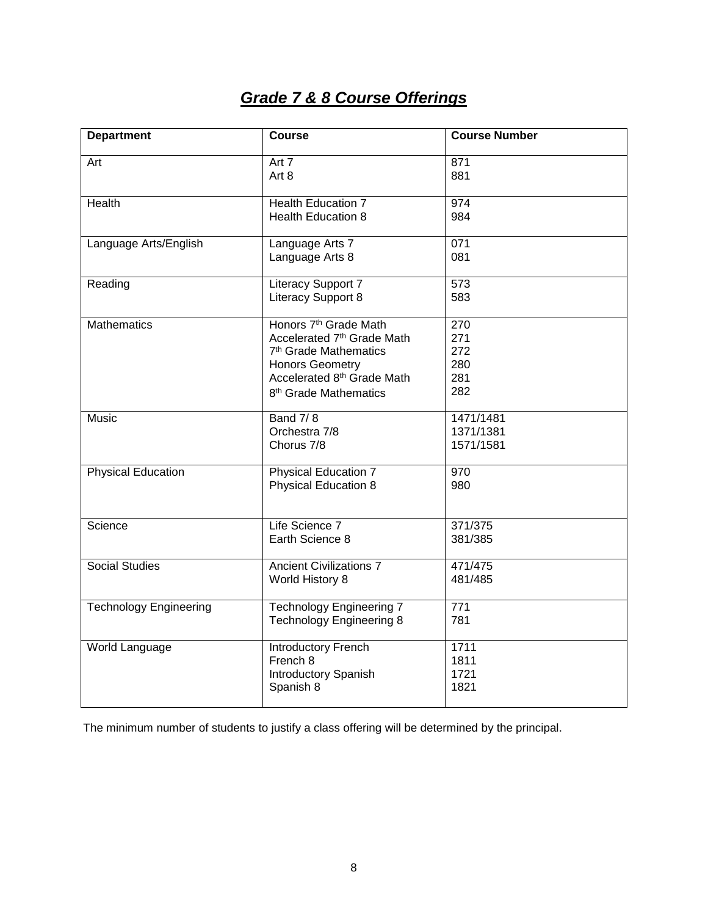# ***Grade 7 & 8 Course Offerings***

| Department | Course | Course Number |
|---|---|---|
| Art | Art 7<br>Art 8 | 871<br>881 |
| Health | Health Education 7<br>Health Education 8 | 974<br>984 |
| Language Arts/English | Language Arts 7<br>Language Arts 8 | 071<br>081 |
| Reading | Literacy Support 7<br>Literacy Support 8 | 573<br>583 |
| Mathematics | Honors 7th Grade Math<br>Accelerated 7th Grade Math<br>7th Grade Mathematics<br>Honors Geometry<br>Accelerated 8th Grade Math<br>8th Grade Mathematics | 270<br>271<br>272<br>280<br>281<br>282 |
| Music | Band 7/ 8<br>Orchestra 7/8<br>Chorus 7/8 | 1471/1481<br>1371/1381<br>1571/1581 |
| Physical Education | Physical Education 7<br>Physical Education 8 | 970<br>980 |
| Science | Life Science 7<br>Earth Science 8 | 371/375<br>381/385 |
| Social Studies | Ancient Civilizations 7<br>World History 8 | 471/475<br>481/485 |
| Technology Engineering | Technology Engineering 7<br>Technology Engineering 8 | 771<br>781 |
| World Language | Introductory French<br>French 8<br>Introductory Spanish<br>Spanish 8 | 1711<br>1811<br>1721<br>1821 |

The minimum number of students to justify a class offering will be determined by the principal.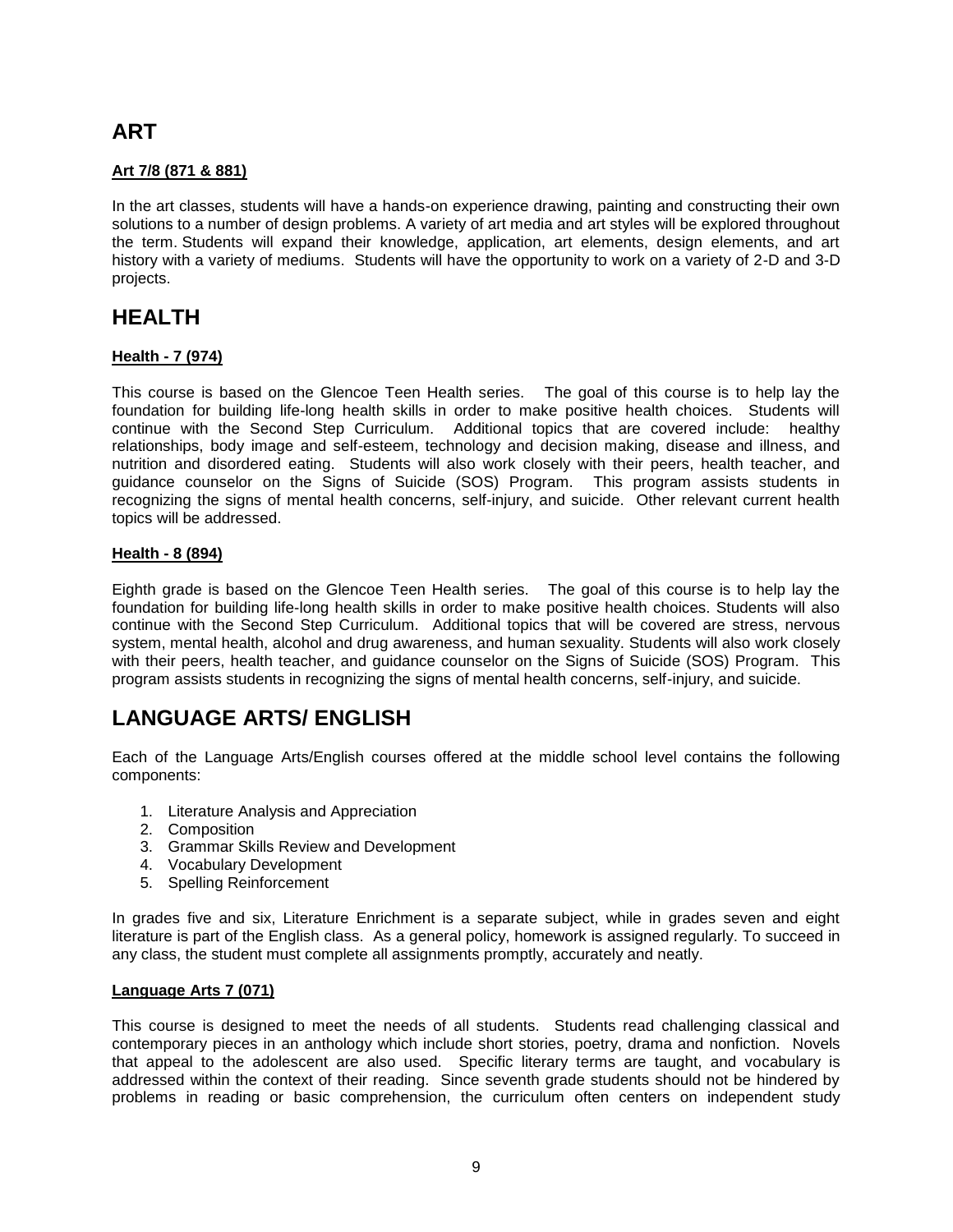# ART

### Art 7/8 (871 & 881)

In the art classes, students will have a hands-on experience drawing, painting and constructing their own solutions to a number of design problems. A variety of art media and art styles will be explored throughout the term. Students will expand their knowledge, application, art elements, design elements, and art history with a variety of mediums. Students will have the opportunity to work on a variety of 2-D and 3-D projects.

# HEALTH

### Health - 7 (974)

This course is based on the Glencoe Teen Health series. The goal of this course is to help lay the foundation for building life-long health skills in order to make positive health choices. Students will continue with the Second Step Curriculum. Additional topics that are covered include: healthy relationships, body image and self-esteem, technology and decision making, disease and illness, and nutrition and disordered eating. Students will also work closely with their peers, health teacher, and guidance counselor on the Signs of Suicide (SOS) Program. This program assists students in recognizing the signs of mental health concerns, self-injury, and suicide. Other relevant current health topics will be addressed.

### Health - 8 (894)

Eighth grade is based on the Glencoe Teen Health series. The goal of this course is to help lay the foundation for building life-long health skills in order to make positive health choices. Students will also continue with the Second Step Curriculum. Additional topics that will be covered are stress, nervous system, mental health, alcohol and drug awareness, and human sexuality. Students will also work closely with their peers, health teacher, and guidance counselor on the Signs of Suicide (SOS) Program. This program assists students in recognizing the signs of mental health concerns, self-injury, and suicide.

# LANGUAGE ARTS/ ENGLISH

Each of the Language Arts/English courses offered at the middle school level contains the following components:

1. Literature Analysis and Appreciation
2. Composition
3. Grammar Skills Review and Development
4. Vocabulary Development
5. Spelling Reinforcement

In grades five and six, Literature Enrichment is a separate subject, while in grades seven and eight literature is part of the English class. As a general policy, homework is assigned regularly. To succeed in any class, the student must complete all assignments promptly, accurately and neatly.

### Language Arts 7 (071)

This course is designed to meet the needs of all students. Students read challenging classical and contemporary pieces in an anthology which include short stories, poetry, drama and nonfiction. Novels that appeal to the adolescent are also used. Specific literary terms are taught, and vocabulary is addressed within the context of their reading. Since seventh grade students should not be hindered by problems in reading or basic comprehension, the curriculum often centers on independent study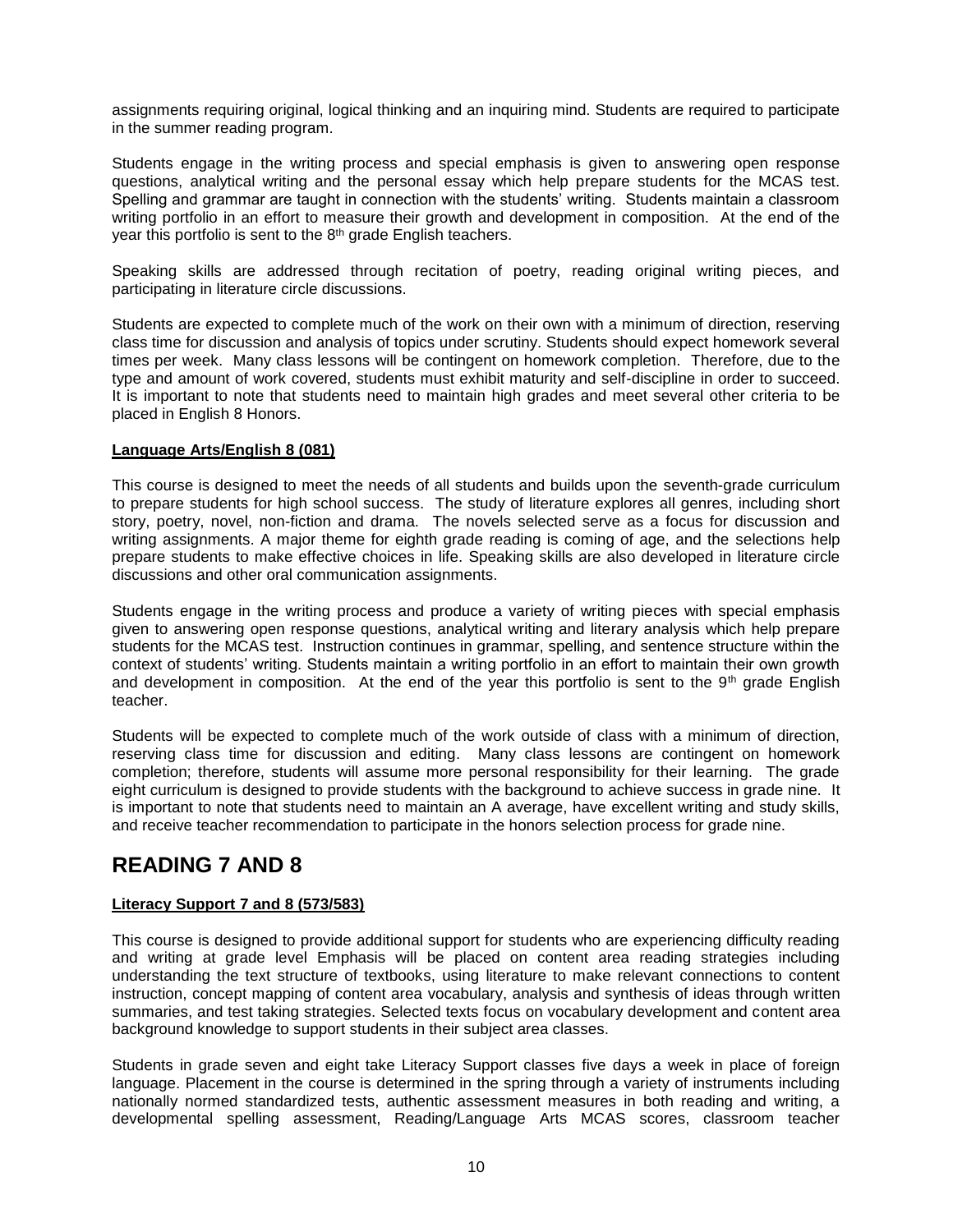assignments requiring original, logical thinking and an inquiring mind. Students are required to participate in the summer reading program.

Students engage in the writing process and special emphasis is given to answering open response questions, analytical writing and the personal essay which help prepare students for the MCAS test. Spelling and grammar are taught in connection with the students' writing. Students maintain a classroom writing portfolio in an effort to measure their growth and development in composition. At the end of the year this portfolio is sent to the 8th grade English teachers.

Speaking skills are addressed through recitation of poetry, reading original writing pieces, and participating in literature circle discussions.

Students are expected to complete much of the work on their own with a minimum of direction, reserving class time for discussion and analysis of topics under scrutiny. Students should expect homework several times per week. Many class lessons will be contingent on homework completion. Therefore, due to the type and amount of work covered, students must exhibit maturity and self-discipline in order to succeed. It is important to note that students need to maintain high grades and meet several other criteria to be placed in English 8 Honors.

**Language Arts/English 8 (081)**

This course is designed to meet the needs of all students and builds upon the seventh-grade curriculum to prepare students for high school success. The study of literature explores all genres, including short story, poetry, novel, non-fiction and drama. The novels selected serve as a focus for discussion and writing assignments. A major theme for eighth grade reading is coming of age, and the selections help prepare students to make effective choices in life. Speaking skills are also developed in literature circle discussions and other oral communication assignments.

Students engage in the writing process and produce a variety of writing pieces with special emphasis given to answering open response questions, analytical writing and literary analysis which help prepare students for the MCAS test. Instruction continues in grammar, spelling, and sentence structure within the context of students' writing. Students maintain a writing portfolio in an effort to maintain their own growth and development in composition. At the end of the year this portfolio is sent to the 9th grade English teacher.

Students will be expected to complete much of the work outside of class with a minimum of direction, reserving class time for discussion and editing. Many class lessons are contingent on homework completion; therefore, students will assume more personal responsibility for their learning. The grade eight curriculum is designed to provide students with the background to achieve success in grade nine. It is important to note that students need to maintain an A average, have excellent writing and study skills, and receive teacher recommendation to participate in the honors selection process for grade nine.

# READING 7 AND 8

**Literacy Support 7 and 8 (573/583)**

This course is designed to provide additional support for students who are experiencing difficulty reading and writing at grade level Emphasis will be placed on content area reading strategies including understanding the text structure of textbooks, using literature to make relevant connections to content instruction, concept mapping of content area vocabulary, analysis and synthesis of ideas through written summaries, and test taking strategies. Selected texts focus on vocabulary development and content area background knowledge to support students in their subject area classes.

Students in grade seven and eight take Literacy Support classes five days a week in place of foreign language. Placement in the course is determined in the spring through a variety of instruments including nationally normed standardized tests, authentic assessment measures in both reading and writing, a developmental spelling assessment, Reading/Language Arts MCAS scores, classroom teacher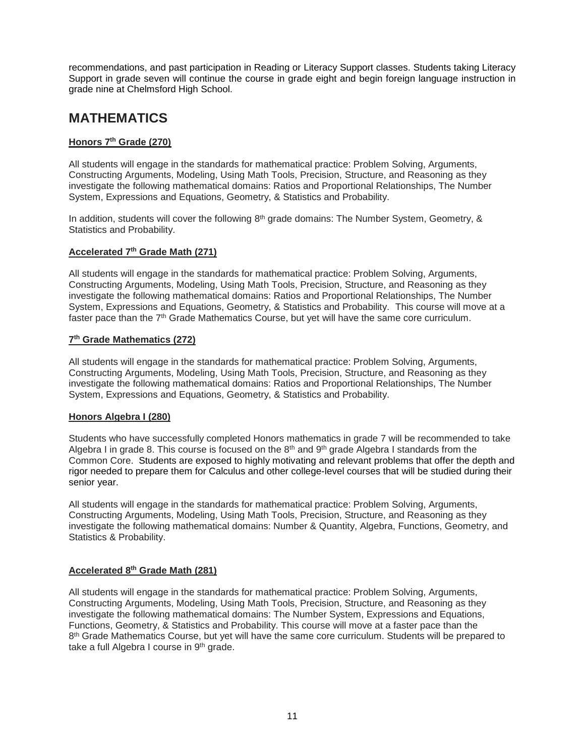recommendations, and past participation in Reading or Literacy Support classes. Students taking Literacy Support in grade seven will continue the course in grade eight and begin foreign language instruction in grade nine at Chelmsford High School.

# MATHEMATICS

### Honors 7th Grade (270)

All students will engage in the standards for mathematical practice: Problem Solving, Arguments, Constructing Arguments, Modeling, Using Math Tools, Precision, Structure, and Reasoning as they investigate the following mathematical domains: Ratios and Proportional Relationships, The Number System, Expressions and Equations, Geometry, & Statistics and Probability.

In addition, students will cover the following 8th grade domains: The Number System, Geometry, & Statistics and Probability.

### Accelerated 7th Grade Math (271)

All students will engage in the standards for mathematical practice: Problem Solving, Arguments, Constructing Arguments, Modeling, Using Math Tools, Precision, Structure, and Reasoning as they investigate the following mathematical domains: Ratios and Proportional Relationships, The Number System, Expressions and Equations, Geometry, & Statistics and Probability. This course will move at a faster pace than the 7th Grade Mathematics Course, but yet will have the same core curriculum.

### 7th Grade Mathematics (272)

All students will engage in the standards for mathematical practice: Problem Solving, Arguments, Constructing Arguments, Modeling, Using Math Tools, Precision, Structure, and Reasoning as they investigate the following mathematical domains: Ratios and Proportional Relationships, The Number System, Expressions and Equations, Geometry, & Statistics and Probability.

### Honors Algebra I (280)

Students who have successfully completed Honors mathematics in grade 7 will be recommended to take Algebra I in grade 8. This course is focused on the 8th and 9th grade Algebra I standards from the Common Core. Students are exposed to highly motivating and relevant problems that offer the depth and rigor needed to prepare them for Calculus and other college-level courses that will be studied during their senior year.

All students will engage in the standards for mathematical practice: Problem Solving, Arguments, Constructing Arguments, Modeling, Using Math Tools, Precision, Structure, and Reasoning as they investigate the following mathematical domains: Number & Quantity, Algebra, Functions, Geometry, and Statistics & Probability.

### Accelerated 8th Grade Math (281)

All students will engage in the standards for mathematical practice: Problem Solving, Arguments, Constructing Arguments, Modeling, Using Math Tools, Precision, Structure, and Reasoning as they investigate the following mathematical domains: The Number System, Expressions and Equations, Functions, Geometry, & Statistics and Probability. This course will move at a faster pace than the 8th Grade Mathematics Course, but yet will have the same core curriculum. Students will be prepared to take a full Algebra I course in 9th grade.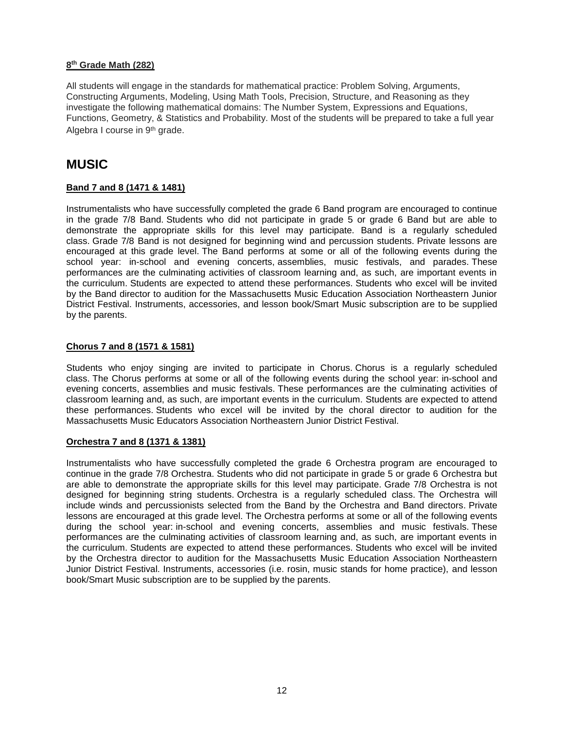**8th Grade Math (282)**

All students will engage in the standards for mathematical practice: Problem Solving, Arguments, Constructing Arguments, Modeling, Using Math Tools, Precision, Structure, and Reasoning as they investigate the following mathematical domains: The Number System, Expressions and Equations, Functions, Geometry, & Statistics and Probability. Most of the students will be prepared to take a full year Algebra I course in 9th grade.

# MUSIC

**Band 7 and 8 (1471 & 1481)**

Instrumentalists who have successfully completed the grade 6 Band program are encouraged to continue in the grade 7/8 Band. Students who did not participate in grade 5 or grade 6 Band but are able to demonstrate the appropriate skills for this level may participate. Band is a regularly scheduled class. Grade 7/8 Band is not designed for beginning wind and percussion students. Private lessons are encouraged at this grade level. The Band performs at some or all of the following events during the school year: in-school and evening concerts, assemblies, music festivals, and parades. These performances are the culminating activities of classroom learning and, as such, are important events in the curriculum. Students are expected to attend these performances. Students who excel will be invited by the Band director to audition for the Massachusetts Music Education Association Northeastern Junior District Festival. Instruments, accessories, and lesson book/Smart Music subscription are to be supplied by the parents.

**Chorus 7 and 8 (1571 & 1581)**

Students who enjoy singing are invited to participate in Chorus. Chorus is a regularly scheduled class. The Chorus performs at some or all of the following events during the school year: in-school and evening concerts, assemblies and music festivals. These performances are the culminating activities of classroom learning and, as such, are important events in the curriculum. Students are expected to attend these performances. Students who excel will be invited by the choral director to audition for the Massachusetts Music Educators Association Northeastern Junior District Festival.

**Orchestra 7 and 8 (1371 & 1381)**

Instrumentalists who have successfully completed the grade 6 Orchestra program are encouraged to continue in the grade 7/8 Orchestra. Students who did not participate in grade 5 or grade 6 Orchestra but are able to demonstrate the appropriate skills for this level may participate. Grade 7/8 Orchestra is not designed for beginning string students. Orchestra is a regularly scheduled class. The Orchestra will include winds and percussionists selected from the Band by the Orchestra and Band directors. Private lessons are encouraged at this grade level. The Orchestra performs at some or all of the following events during the school year: in-school and evening concerts, assemblies and music festivals. These performances are the culminating activities of classroom learning and, as such, are important events in the curriculum. Students are expected to attend these performances. Students who excel will be invited by the Orchestra director to audition for the Massachusetts Music Education Association Northeastern Junior District Festival. Instruments, accessories (i.e. rosin, music stands for home practice), and lesson book/Smart Music subscription are to be supplied by the parents.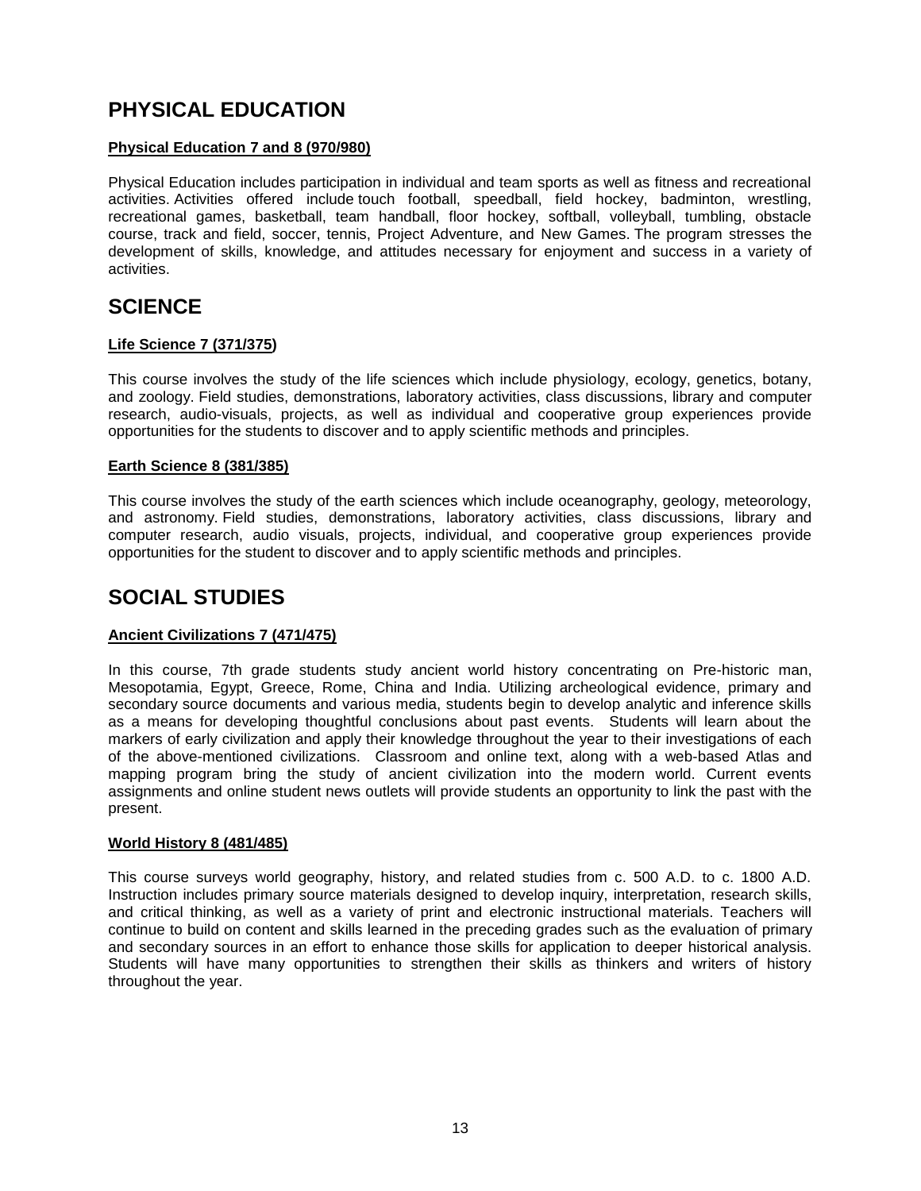# PHYSICAL EDUCATION

**Physical Education 7 and 8 (970/980)**

Physical Education includes participation in individual and team sports as well as fitness and recreational activities. Activities offered include touch football, speedball, field hockey, badminton, wrestling, recreational games, basketball, team handball, floor hockey, softball, volleyball, tumbling, obstacle course, track and field, soccer, tennis, Project Adventure, and New Games. The program stresses the development of skills, knowledge, and attitudes necessary for enjoyment and success in a variety of activities.

# SCIENCE

**Life Science 7 (371/375)**

This course involves the study of the life sciences which include physiology, ecology, genetics, botany, and zoology. Field studies, demonstrations, laboratory activities, class discussions, library and computer research, audio-visuals, projects, as well as individual and cooperative group experiences provide opportunities for the students to discover and to apply scientific methods and principles.

**Earth Science 8 (381/385)**

This course involves the study of the earth sciences which include oceanography, geology, meteorology, and astronomy. Field studies, demonstrations, laboratory activities, class discussions, library and computer research, audio visuals, projects, individual, and cooperative group experiences provide opportunities for the student to discover and to apply scientific methods and principles.

# SOCIAL STUDIES

**Ancient Civilizations 7 (471/475)**

In this course, 7th grade students study ancient world history concentrating on Pre-historic man, Mesopotamia, Egypt, Greece, Rome, China and India. Utilizing archeological evidence, primary and secondary source documents and various media, students begin to develop analytic and inference skills as a means for developing thoughtful conclusions about past events. Students will learn about the markers of early civilization and apply their knowledge throughout the year to their investigations of each of the above-mentioned civilizations. Classroom and online text, along with a web-based Atlas and mapping program bring the study of ancient civilization into the modern world. Current events assignments and online student news outlets will provide students an opportunity to link the past with the present.

**World History 8 (481/485)**

This course surveys world geography, history, and related studies from c. 500 A.D. to c. 1800 A.D. Instruction includes primary source materials designed to develop inquiry, interpretation, research skills, and critical thinking, as well as a variety of print and electronic instructional materials. Teachers will continue to build on content and skills learned in the preceding grades such as the evaluation of primary and secondary sources in an effort to enhance those skills for application to deeper historical analysis. Students will have many opportunities to strengthen their skills as thinkers and writers of history throughout the year.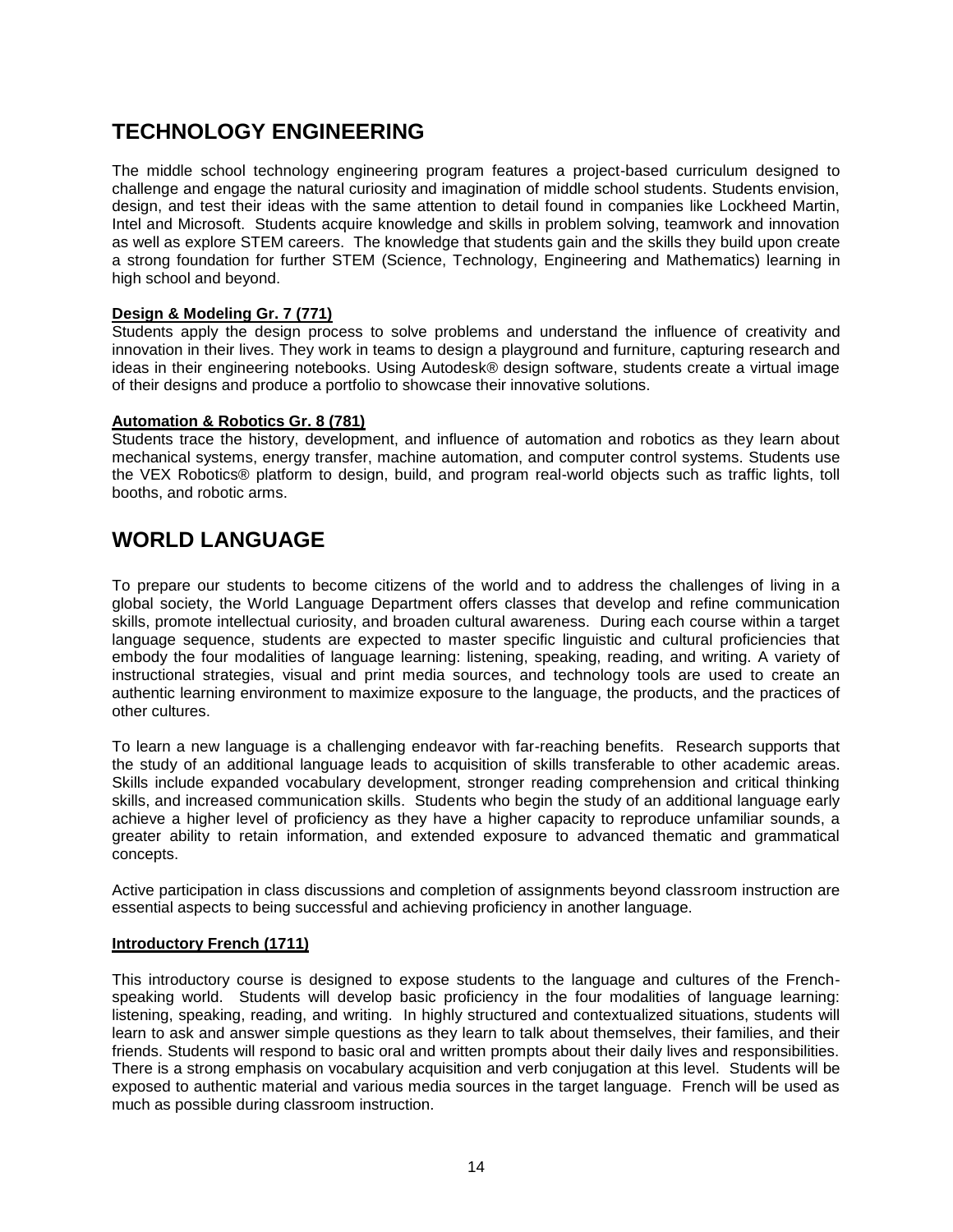## TECHNOLOGY ENGINEERING

The middle school technology engineering program features a project-based curriculum designed to challenge and engage the natural curiosity and imagination of middle school students. Students envision, design, and test their ideas with the same attention to detail found in companies like Lockheed Martin, Intel and Microsoft. Students acquire knowledge and skills in problem solving, teamwork and innovation as well as explore STEM careers. The knowledge that students gain and the skills they build upon create a strong foundation for further STEM (Science, Technology, Engineering and Mathematics) learning in high school and beyond.

**Design & Modeling Gr. 7 (771)**

Students apply the design process to solve problems and understand the influence of creativity and innovation in their lives. They work in teams to design a playground and furniture, capturing research and ideas in their engineering notebooks. Using Autodesk® design software, students create a virtual image of their designs and produce a portfolio to showcase their innovative solutions.

**Automation & Robotics Gr. 8 (781)**

Students trace the history, development, and influence of automation and robotics as they learn about mechanical systems, energy transfer, machine automation, and computer control systems. Students use the VEX Robotics® platform to design, build, and program real-world objects such as traffic lights, toll booths, and robotic arms.

## WORLD LANGUAGE

To prepare our students to become citizens of the world and to address the challenges of living in a global society, the World Language Department offers classes that develop and refine communication skills, promote intellectual curiosity, and broaden cultural awareness. During each course within a target language sequence, students are expected to master specific linguistic and cultural proficiencies that embody the four modalities of language learning: listening, speaking, reading, and writing. A variety of instructional strategies, visual and print media sources, and technology tools are used to create an authentic learning environment to maximize exposure to the language, the products, and the practices of other cultures.

To learn a new language is a challenging endeavor with far-reaching benefits. Research supports that the study of an additional language leads to acquisition of skills transferable to other academic areas. Skills include expanded vocabulary development, stronger reading comprehension and critical thinking skills, and increased communication skills. Students who begin the study of an additional language early achieve a higher level of proficiency as they have a higher capacity to reproduce unfamiliar sounds, a greater ability to retain information, and extended exposure to advanced thematic and grammatical concepts.

Active participation in class discussions and completion of assignments beyond classroom instruction are essential aspects to being successful and achieving proficiency in another language.

**Introductory French (1711)**

This introductory course is designed to expose students to the language and cultures of the French-speaking world. Students will develop basic proficiency in the four modalities of language learning: listening, speaking, reading, and writing. In highly structured and contextualized situations, students will learn to ask and answer simple questions as they learn to talk about themselves, their families, and their friends. Students will respond to basic oral and written prompts about their daily lives and responsibilities. There is a strong emphasis on vocabulary acquisition and verb conjugation at this level. Students will be exposed to authentic material and various media sources in the target language. French will be used as much as possible during classroom instruction.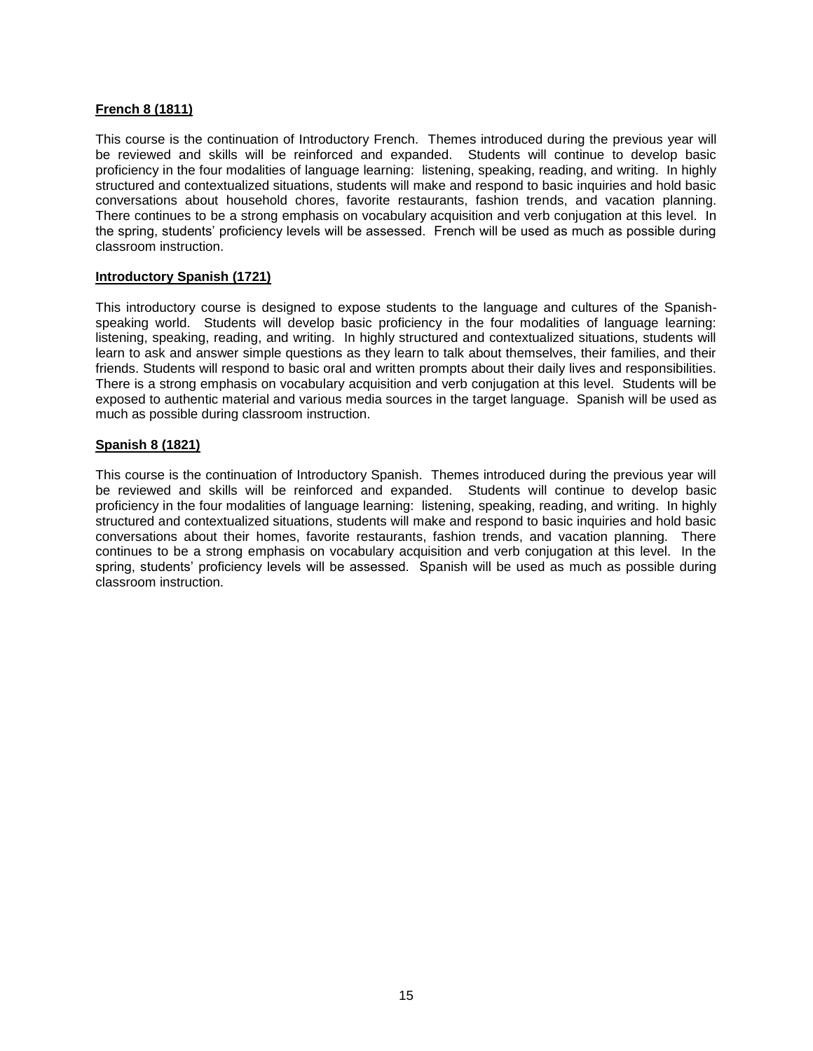**French 8 (1811)**

This course is the continuation of Introductory French. Themes introduced during the previous year will be reviewed and skills will be reinforced and expanded. Students will continue to develop basic proficiency in the four modalities of language learning: listening, speaking, reading, and writing. In highly structured and contextualized situations, students will make and respond to basic inquiries and hold basic conversations about household chores, favorite restaurants, fashion trends, and vacation planning. There continues to be a strong emphasis on vocabulary acquisition and verb conjugation at this level. In the spring, students' proficiency levels will be assessed. French will be used as much as possible during classroom instruction.

**Introductory Spanish (1721)**

This introductory course is designed to expose students to the language and cultures of the Spanish-speaking world. Students will develop basic proficiency in the four modalities of language learning: listening, speaking, reading, and writing. In highly structured and contextualized situations, students will learn to ask and answer simple questions as they learn to talk about themselves, their families, and their friends. Students will respond to basic oral and written prompts about their daily lives and responsibilities. There is a strong emphasis on vocabulary acquisition and verb conjugation at this level. Students will be exposed to authentic material and various media sources in the target language. Spanish will be used as much as possible during classroom instruction.

**Spanish 8 (1821)**

This course is the continuation of Introductory Spanish. Themes introduced during the previous year will be reviewed and skills will be reinforced and expanded. Students will continue to develop basic proficiency in the four modalities of language learning: listening, speaking, reading, and writing. In highly structured and contextualized situations, students will make and respond to basic inquiries and hold basic conversations about their homes, favorite restaurants, fashion trends, and vacation planning. There continues to be a strong emphasis on vocabulary acquisition and verb conjugation at this level. In the spring, students' proficiency levels will be assessed. Spanish will be used as much as possible during classroom instruction.